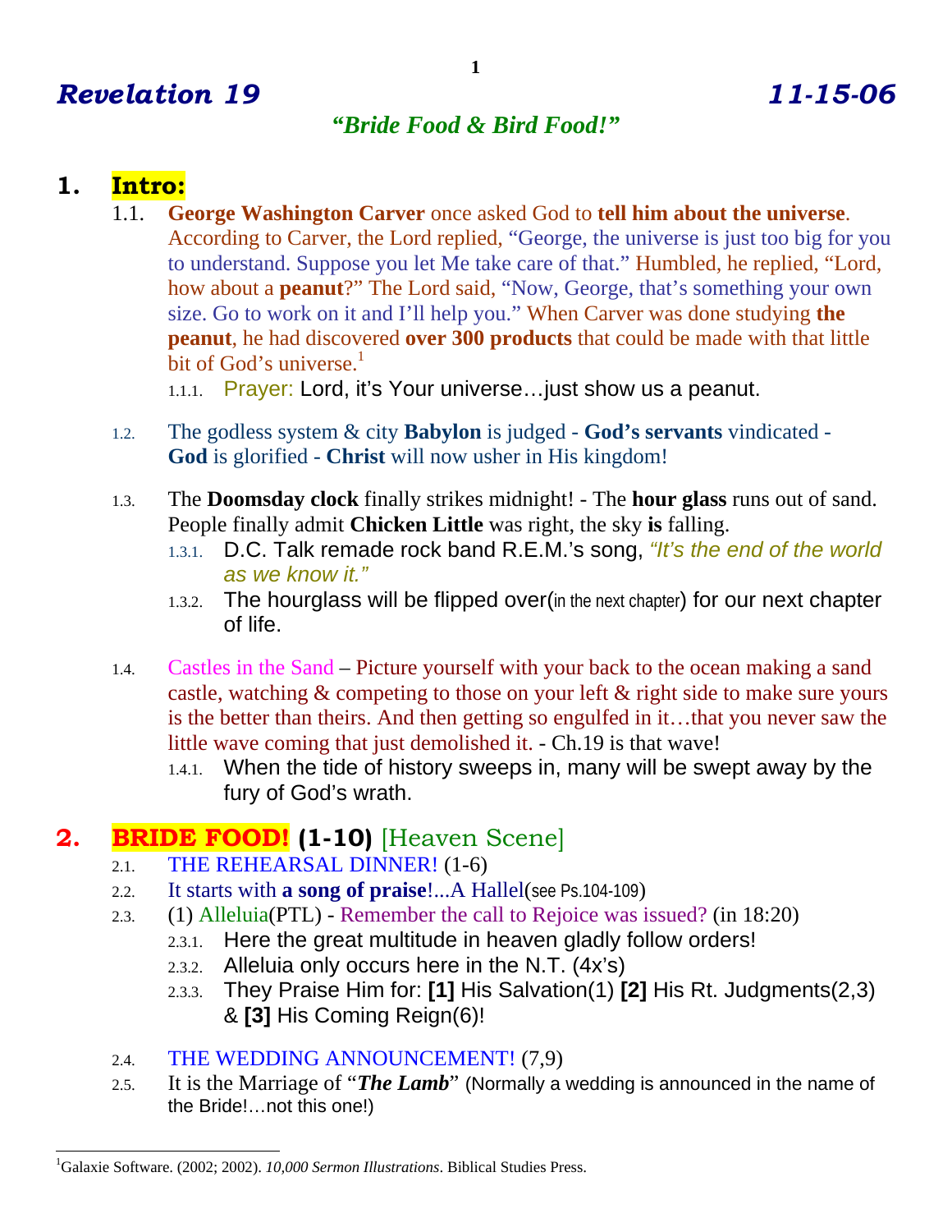# *Revelation 19* *11-15-06*

## ***"Bride Food & Bird Food!"***

## 1. Intro:

1.1. **George Washington Carver** once asked God to **tell him about the universe**. According to Carver, the Lord replied, "George, the universe is just too big for you to understand. Suppose you let Me take care of that." Humbled, he replied, "Lord, how about a **peanut**?" The Lord said, "Now, George, that's something your own size. Go to work on it and I'll help you." When Carver was done studying **the peanut**, he had discovered **over 300 products** that could be made with that little bit of God's universe.[1]

1.1.1. Prayer: Lord, it's Your universe…just show us a peanut.

1.2. The godless system & city **Babylon** is judged - **God's servants** vindicated - **God** is glorified - **Christ** will now usher in His kingdom!

1.3. The **Doomsday clock** finally strikes midnight! - The **hour glass** runs out of sand. People finally admit **Chicken Little** was right, the sky **is** falling.

1.3.1. D.C. Talk remade rock band R.E.M.'s song, *"It's the end of the world as we know it."*

1.3.2. The hourglass will be flipped over(in the next chapter) for our next chapter of life.

1.4. Castles in the Sand – Picture yourself with your back to the ocean making a sand castle, watching & competing to those on your left & right side to make sure yours is the better than theirs. And then getting so engulfed in it…that you never saw the little wave coming that just demolished it. - Ch.19 is that wave!

1.4.1. When the tide of history sweeps in, many will be swept away by the fury of God's wrath.

## 2. BRIDE FOOD! (1-10) [Heaven Scene]

2.1. THE REHEARSAL DINNER! (1-6)

2.2. It starts with **a song of praise**!...A Hallel(see Ps.104-109)

2.3. (1) Alleluia(PTL) - Remember the call to Rejoice was issued? (in 18:20)

2.3.1. Here the great multitude in heaven gladly follow orders!

2.3.2. Alleluia only occurs here in the N.T. (4x's)

2.3.3. They Praise Him for: **[1]** His Salvation(1) **[2]** His Rt. Judgments(2,3) & **[3]** His Coming Reign(6)!

2.4. THE WEDDING ANNOUNCEMENT! (7,9)

2.5. It is the Marriage of "***The Lamb***" (Normally a wedding is announced in the name of the Bride!…not this one!)

---

[1]Galaxie Software. (2002; 2002). *10,000 Sermon Illustrations*. Biblical Studies Press.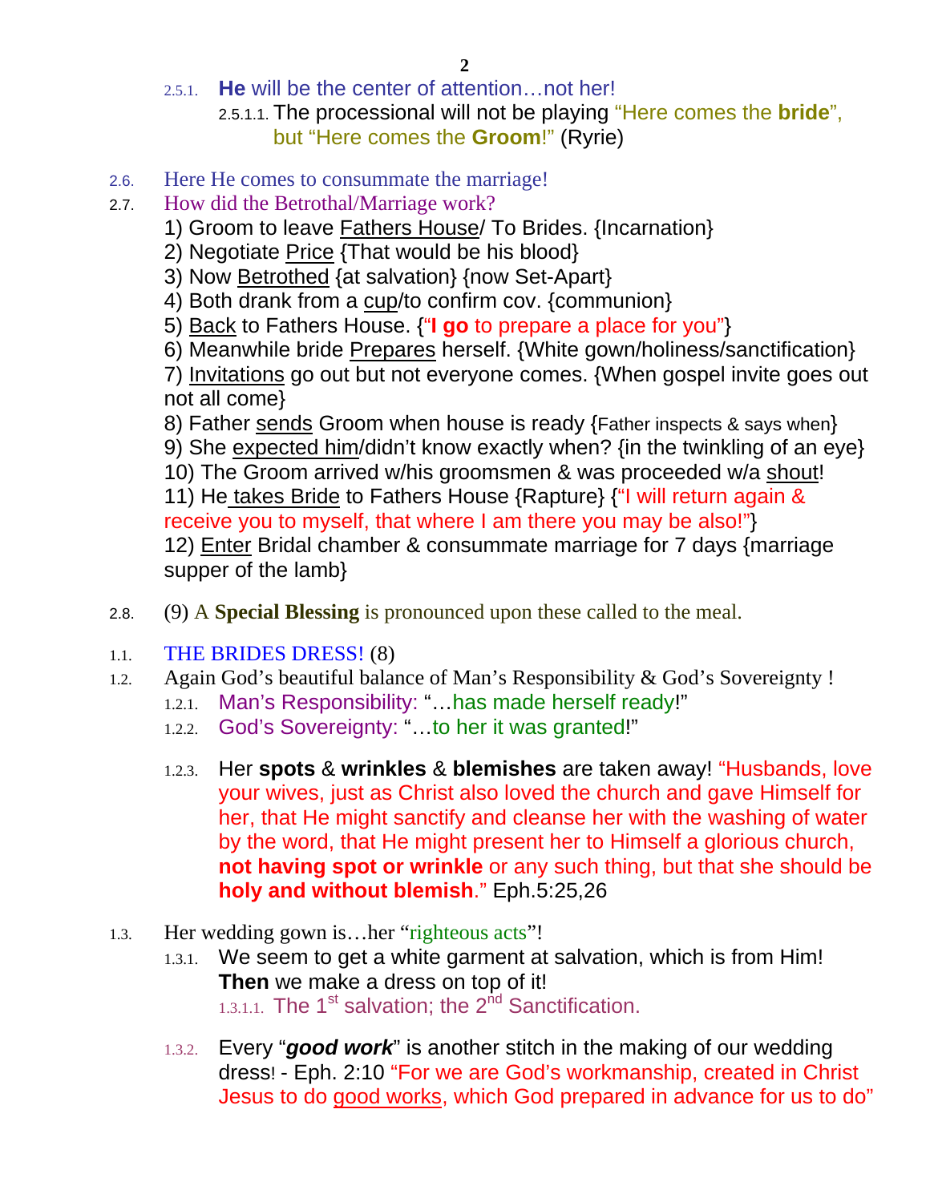2.5.1. **He** will be the center of attention…not her!

2.5.1.1. The processional will not be playing "Here comes the **bride**", but "Here comes the **Groom**!" (Ryrie)

2.6. Here He comes to consummate the marriage!

2.7. How did the Betrothal/Marriage work?

1) Groom to leave Fathers House/ To Brides. {Incarnation}
2) Negotiate Price {That would be his blood}
3) Now Betrothed {at salvation} {now Set-Apart}
4) Both drank from a cup/to confirm cov. {communion}
5) Back to Fathers House. {"**I go** to prepare a place for you"}
6) Meanwhile bride Prepares herself. {White gown/holiness/sanctification}
7) Invitations go out but not everyone comes. {When gospel invite goes out not all come}
8) Father sends Groom when house is ready {Father inspects & says when}
9) She expected him/didn't know exactly when? {in the twinkling of an eye}
10) The Groom arrived w/his groomsmen & was proceeded w/a shout!
11) He takes Bride to Fathers House {Rapture} {"I will return again & receive you to myself, that where I am there you may be also!"}
12) Enter Bridal chamber & consummate marriage for 7 days {marriage supper of the lamb}

2.8. (9) A **Special Blessing** is pronounced upon these called to the meal.

1.1. THE BRIDES DRESS! (8)

1.2. Again God's beautiful balance of Man's Responsibility & God's Sovereignty !

1.2.1. Man's Responsibility: "…has made herself ready!"

1.2.2. God's Sovereignty: "…to her it was granted!"

1.2.3. Her **spots** & **wrinkles** & **blemishes** are taken away! "Husbands, love your wives, just as Christ also loved the church and gave Himself for her, that He might sanctify and cleanse her with the washing of water by the word, that He might present her to Himself a glorious church, **not having spot or wrinkle** or any such thing, but that she should be **holy and without blemish**." Eph.5:25,26

1.3. Her wedding gown is…her "righteous acts"!

1.3.1. We seem to get a white garment at salvation, which is from Him! **Then** we make a dress on top of it!

1.3.1.1. The 1st salvation; the 2nd Sanctification.

1.3.2. Every "***good work***" is another stitch in the making of our wedding dress! - Eph. 2:10 "For we are God's workmanship, created in Christ Jesus to do good works, which God prepared in advance for us to do"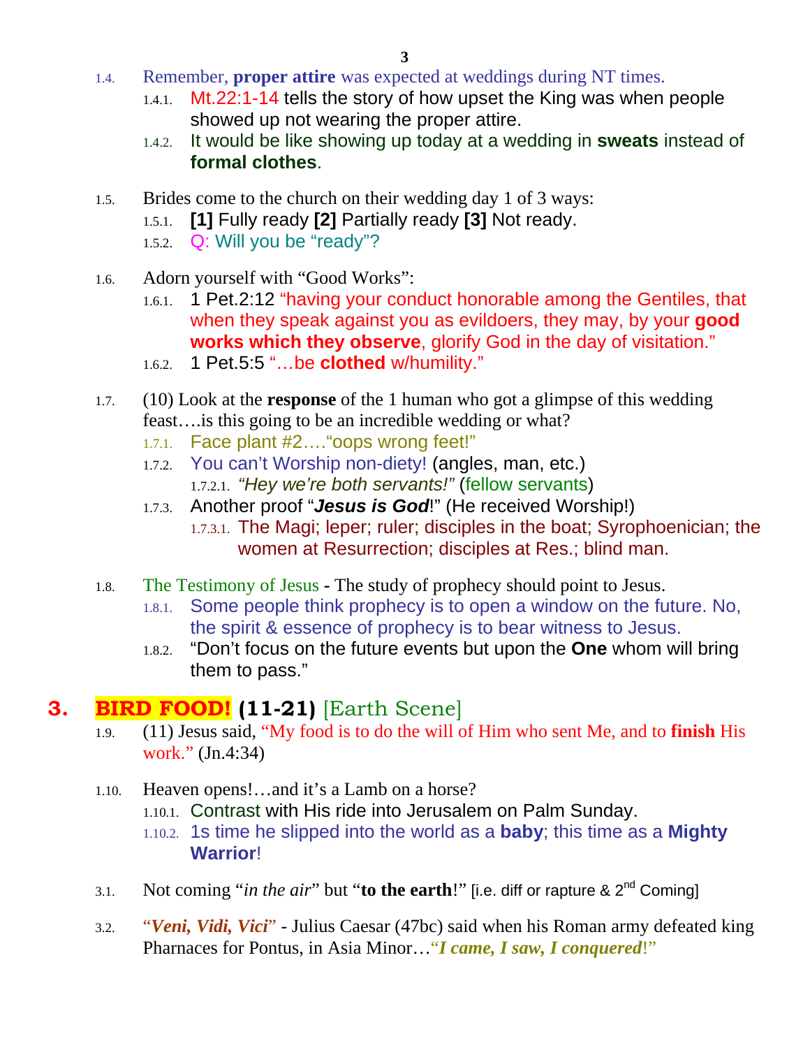1.4. Remember, **proper attire** was expected at weddings during NT times.
   - 1.4.1. Mt.22:1-14 tells the story of how upset the King was when people showed up not wearing the proper attire.
   - 1.4.2. It would be like showing up today at a wedding in **sweats** instead of **formal clothes**.

1.5. Brides come to the church on their wedding day 1 of 3 ways:
   - 1.5.1. **[1]** Fully ready **[2]** Partially ready **[3]** Not ready.
   - 1.5.2. Q: Will you be "ready"?

1.6. Adorn yourself with "Good Works":
   - 1.6.1. 1 Pet.2:12 "having your conduct honorable among the Gentiles, that when they speak against you as evildoers, they may, by your **good works which they observe**, glorify God in the day of visitation."
   - 1.6.2. 1 Pet.5:5 "…be **clothed** w/humility."

1.7. (10) Look at the **response** of the 1 human who got a glimpse of this wedding feast….is this going to be an incredible wedding or what?
   - 1.7.1. Face plant #2…."oops wrong feet!"
   - 1.7.2. You can't Worship non-diety! (angles, man, etc.)
     - 1.7.2.1. *"Hey we're both servants!"* (fellow servants)
   - 1.7.3. Another proof "***Jesus is God***!" (He received Worship!)
     - 1.7.3.1. The Magi; leper; ruler; disciples in the boat; Syrophoenician; the women at Resurrection; disciples at Res.; blind man.

1.8. The Testimony of Jesus - The study of prophecy should point to Jesus.
   - 1.8.1. Some people think prophecy is to open a window on the future. No, the spirit & essence of prophecy is to bear witness to Jesus.
   - 1.8.2. "Don't focus on the future events but upon the **One** whom will bring them to pass."

# 3. BIRD FOOD! (11-21) [Earth Scene]

1.9. (11) Jesus said, "My food is to do the will of Him who sent Me, and to **finish** His work." (Jn.4:34)

1.10. Heaven opens!…and it's a Lamb on a horse?
   - 1.10.1. Contrast with His ride into Jerusalem on Palm Sunday.
   - 1.10.2. 1s time he slipped into the world as a **baby**; this time as a **Mighty Warrior**!

3.1. Not coming "*in the air*" but "**to the earth**!" [i.e. diff or rapture & 2nd Coming]

3.2. "***Veni, Vidi, Vici***" - Julius Caesar (47bc) said when his Roman army defeated king Pharnaces for Pontus, in Asia Minor…"***I came, I saw, I conquered***!"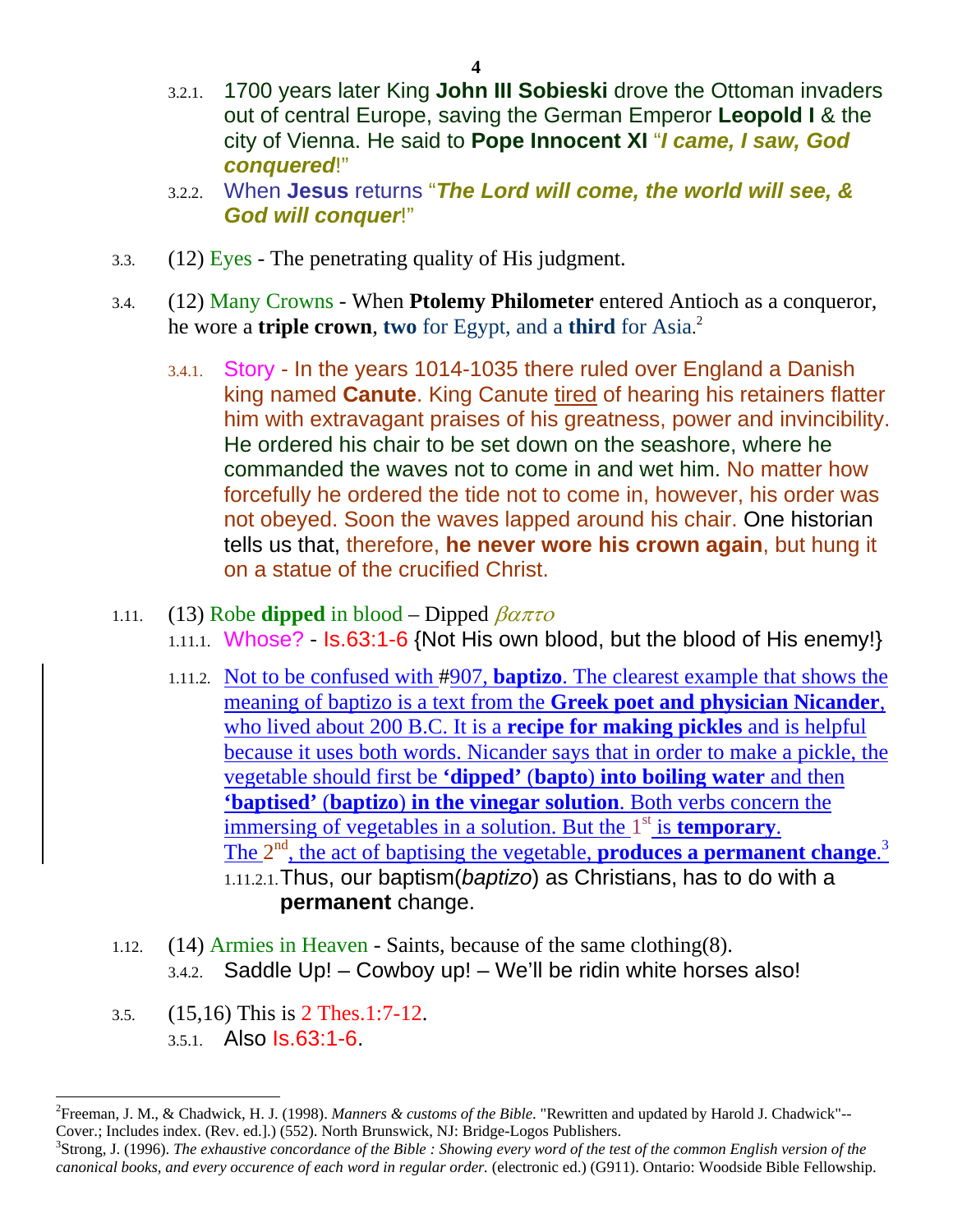- 3.2.1. 1700 years later King **John III Sobieski** drove the Ottoman invaders out of central Europe, saving the German Emperor **Leopold I** & the city of Vienna. He said to **Pope Innocent XI** "***I came, I saw, God conquered***!"
- 3.2.2. When **Jesus** returns "***The Lord will come, the world will see, & God will conquer***!"

3.3. (12) Eyes - The penetrating quality of His judgment.

3.4. (12) Many Crowns - When **Ptolemy Philometer** entered Antioch as a conqueror, he wore a **triple crown**, **two** for Egypt, and a **third** for Asia.[2]

- 3.4.1. Story - In the years 1014-1035 there ruled over England a Danish king named **Canute**. King Canute tired of hearing his retainers flatter him with extravagant praises of his greatness, power and invincibility. He ordered his chair to be set down on the seashore, where he commanded the waves not to come in and wet him. No matter how forcefully he ordered the tide not to come in, however, his order was not obeyed. Soon the waves lapped around his chair. One historian tells us that, therefore, **he never wore his crown again**, but hung it on a statue of the crucified Christ.

1.11. (13) Robe **dipped** in blood – Dipped *βαπτο*

- 1.11.1. Whose? - Is.63:1-6 {Not His own blood, but the blood of His enemy!}
- 1.11.2. Not to be confused with #907, **baptizo**. The clearest example that shows the meaning of baptizo is a text from the **Greek poet and physician Nicander**, who lived about 200 B.C. It is a **recipe for making pickles** and is helpful because it uses both words. Nicander says that in order to make a pickle, the vegetable should first be **'dipped' (bapto) into boiling water** and then **'baptised' (baptizo) in the vinegar solution**. Both verbs concern the immersing of vegetables in a solution. But the 1st is **temporary**. The 2nd, the act of baptising the vegetable, **produces a permanent change**.[3]
  - 1.11.2.1. Thus, our baptism(*baptizo*) as Christians, has to do with a **permanent** change.

1.12. (14) Armies in Heaven - Saints, because of the same clothing(8).

- 3.4.2. Saddle Up! – Cowboy up! – We'll be ridin white horses also!

3.5. (15,16) This is 2 Thes.1:7-12.

- 3.5.1. Also Is.63:1-6.

---

[2] Freeman, J. M., & Chadwick, H. J. (1998). *Manners & customs of the Bible*. "Rewritten and updated by Harold J. Chadwick"--Cover.; Includes index. (Rev. ed.].) (552). North Brunswick, NJ: Bridge-Logos Publishers.

[3] Strong, J. (1996). *The exhaustive concordance of the Bible : Showing every word of the test of the common English version of the canonical books, and every occurence of each word in regular order.* (electronic ed.) (G911). Ontario: Woodside Bible Fellowship.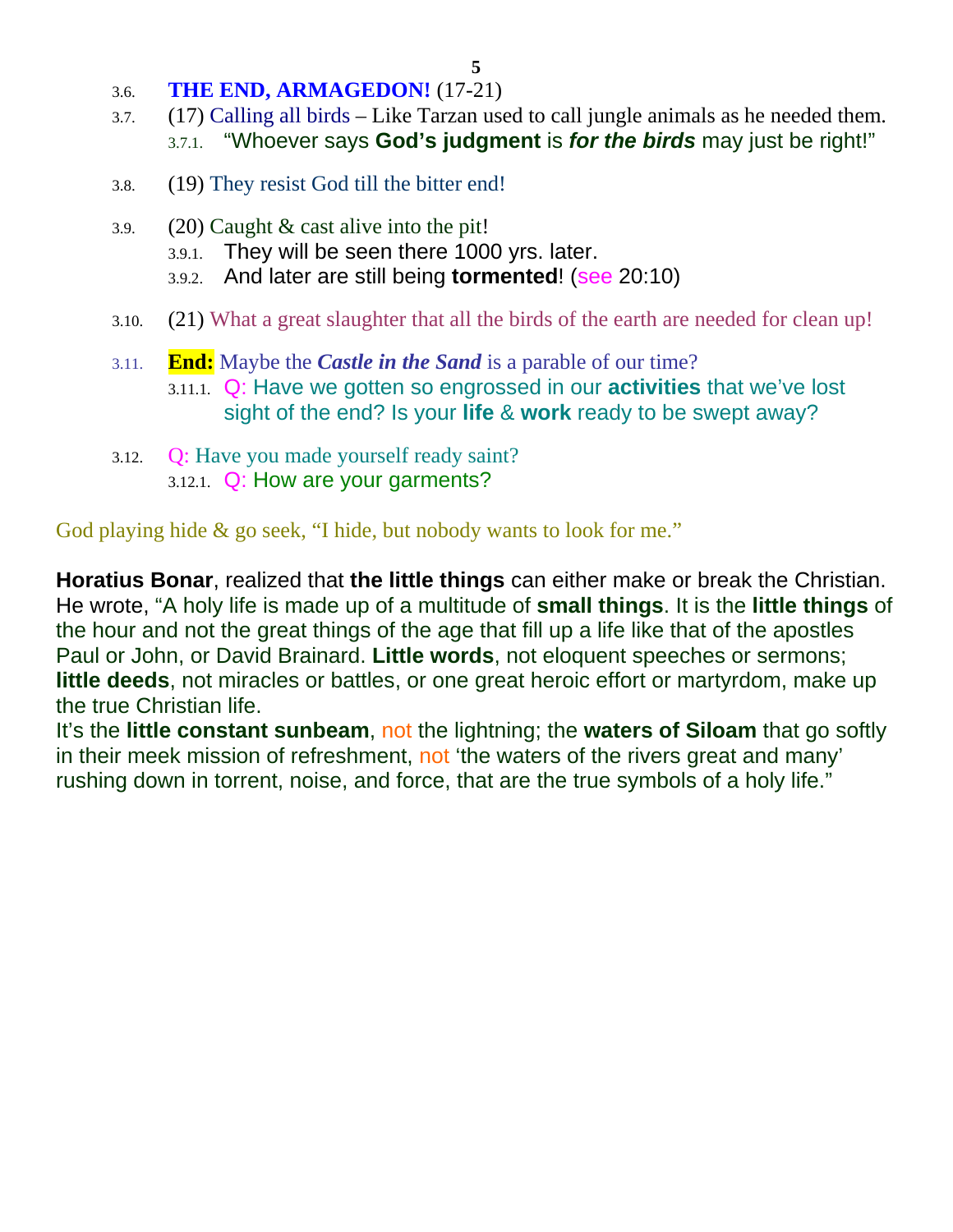3.6. **THE END, ARMAGEDON!** (17-21)

3.7. (17) Calling all birds – Like Tarzan used to call jungle animals as he needed them.

   3.7.1. "Whoever says **God's judgment** is ***for the birds*** may just be right!"

3.8. (19) They resist God till the bitter end!

3.9. (20) Caught & cast alive into the pit!

   3.9.1. They will be seen there 1000 yrs. later.

   3.9.2. And later are still being **tormented**! (see 20:10)

3.10. (21) What a great slaughter that all the birds of the earth are needed for clean up!

3.11. **End:** Maybe the ***Castle in the Sand*** is a parable of our time?

   3.11.1. Q: Have we gotten so engrossed in our **activities** that we've lost sight of the end? Is your **life** & **work** ready to be swept away?

3.12. Q: Have you made yourself ready saint?

   3.12.1. Q: How are your garments?

God playing hide & go seek, "I hide, but nobody wants to look for me."

**Horatius Bonar**, realized that **the little things** can either make or break the Christian. He wrote, "A holy life is made up of a multitude of **small things**. It is the **little things** of the hour and not the great things of the age that fill up a life like that of the apostles Paul or John, or David Brainard. **Little words**, not eloquent speeches or sermons; **little deeds**, not miracles or battles, or one great heroic effort or martyrdom, make up the true Christian life.
It's the **little constant sunbeam**, not the lightning; the **waters of Siloam** that go softly in their meek mission of refreshment, not 'the waters of the rivers great and many' rushing down in torrent, noise, and force, that are the true symbols of a holy life."